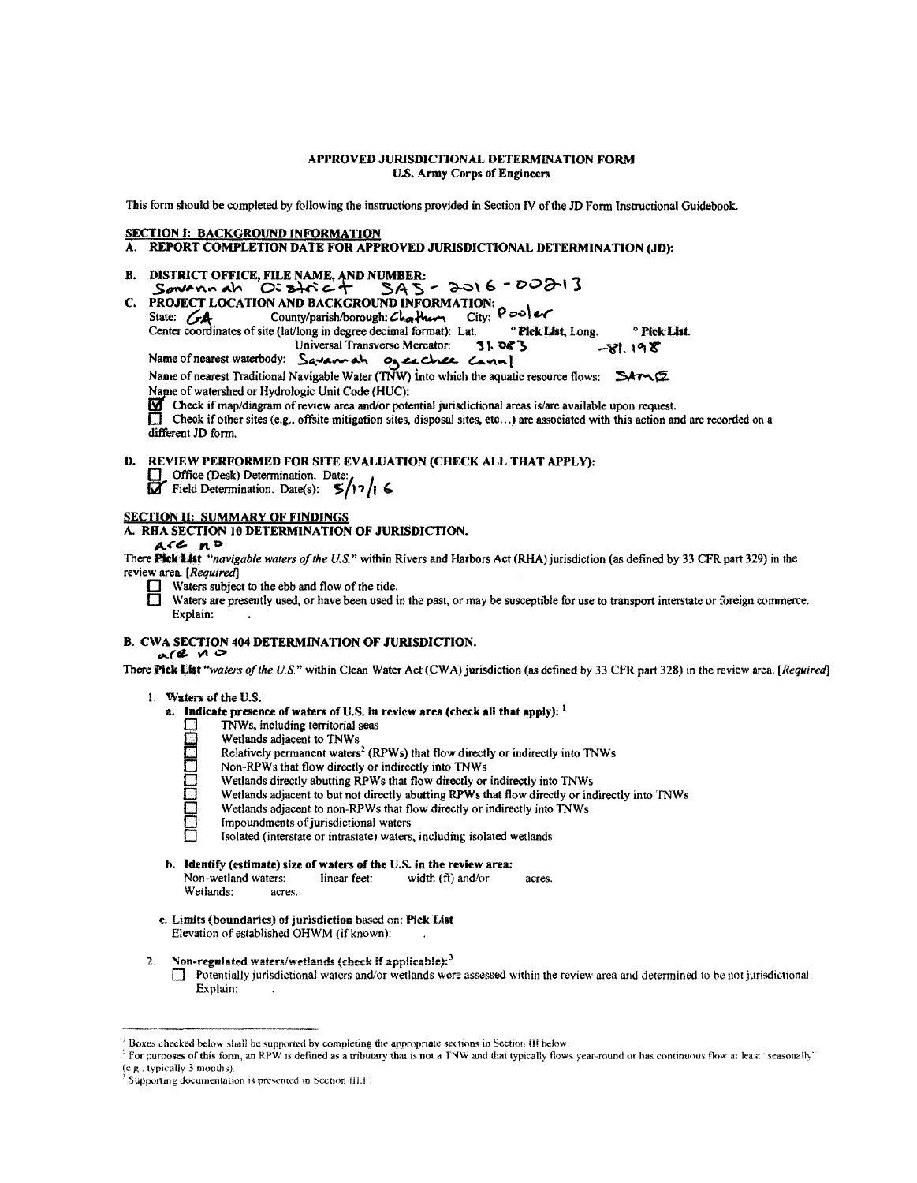**APPROVED JURISDICTIONAL DETERMINATION FORM**
**U.S. Army Corps of Engineers**

This form should be completed by following the instructions provided in Section IV of the JD Form Instructional Guidebook.

## SECTION I: BACKGROUND INFORMATION

**A. REPORT COMPLETION DATE FOR APPROVED JURISDICTIONAL DETERMINATION (JD):**

**B. DISTRICT OFFICE, FILE NAME, AND NUMBER:**
Savannah District SAS - 2016 - 00213

**C. PROJECT LOCATION AND BACKGROUND INFORMATION:**
State: GA County/parish/borough: Chatham City: Pooler
Center coordinates of site (lat/long in degree decimal format): Lat. ° **Pick List**, Long. ° **Pick List**.
Universal Transverse Mercator: 31.083 -81.198
Name of nearest waterbody: Savannah Ogeechee Canal
Name of nearest Traditional Navigable Water (TNW) into which the aquatic resource flows: SAME
Name of watershed or Hydrologic Unit Code (HUC):
☑ Check if map/diagram of review area and/or potential jurisdictional areas is/are available upon request.
☐ Check if other sites (e.g., offsite mitigation sites, disposal sites, etc...) are associated with this action and are recorded on a different JD form.

**D. REVIEW PERFORMED FOR SITE EVALUATION (CHECK ALL THAT APPLY):**
☐ Office (Desk) Determination. Date:
☑ Field Determination. Date(s): 5/17/16

## SECTION II: SUMMARY OF FINDINGS

**A. RHA SECTION 10 DETERMINATION OF JURISDICTION.**

There ~~**Pick List**~~ are no *"navigable waters of the U.S."* within Rivers and Harbors Act (RHA) jurisdiction (as defined by 33 CFR part 329) in the review area. *[Required]*

☐ Waters subject to the ebb and flow of the tide.
☐ Waters are presently used, or have been used in the past, or may be susceptible for use to transport interstate or foreign commerce. Explain: .

**B. CWA SECTION 404 DETERMINATION OF JURISDICTION.**

There ~~**Pick List**~~ are no *"waters of the U.S."* within Clean Water Act (CWA) jurisdiction (as defined by 33 CFR part 328) in the review area. *[Required]*

1. **Waters of the U.S.**
   a. **Indicate presence of waters of U.S. in review area (check all that apply):** [1]
      ☐ TNWs, including territorial seas
      ☐ Wetlands adjacent to TNWs
      ☐ Relatively permanent waters[2] (RPWs) that flow directly or indirectly into TNWs
      ☐ Non-RPWs that flow directly or indirectly into TNWs
      ☐ Wetlands directly abutting RPWs that flow directly or indirectly into TNWs
      ☐ Wetlands adjacent to but not directly abutting RPWs that flow directly or indirectly into TNWs
      ☐ Wetlands adjacent to non-RPWs that flow directly or indirectly into TNWs
      ☐ Impoundments of jurisdictional waters
      ☐ Isolated (interstate or intrastate) waters, including isolated wetlands

   b. **Identify (estimate) size of waters of the U.S. in the review area:**
      Non-wetland waters: linear feet: width (ft) and/or acres.
      Wetlands: acres.

   c. **Limits (boundaries) of jurisdiction** based on: **Pick List**
      Elevation of established OHWM (if known): .

2. **Non-regulated waters/wetlands (check if applicable):**[3]
   ☐ Potentially jurisdictional waters and/or wetlands were assessed within the review area and determined to be not jurisdictional. Explain: .

---

[1] Boxes checked below shall be supported by completing the appropriate sections in Section III below.
[2] For purposes of this form, an RPW is defined as a tributary that is not a TNW and that typically flows year-round or has continuous flow at least "seasonally" (e.g., typically 3 months).
[3] Supporting documentation is presented in Section III.F.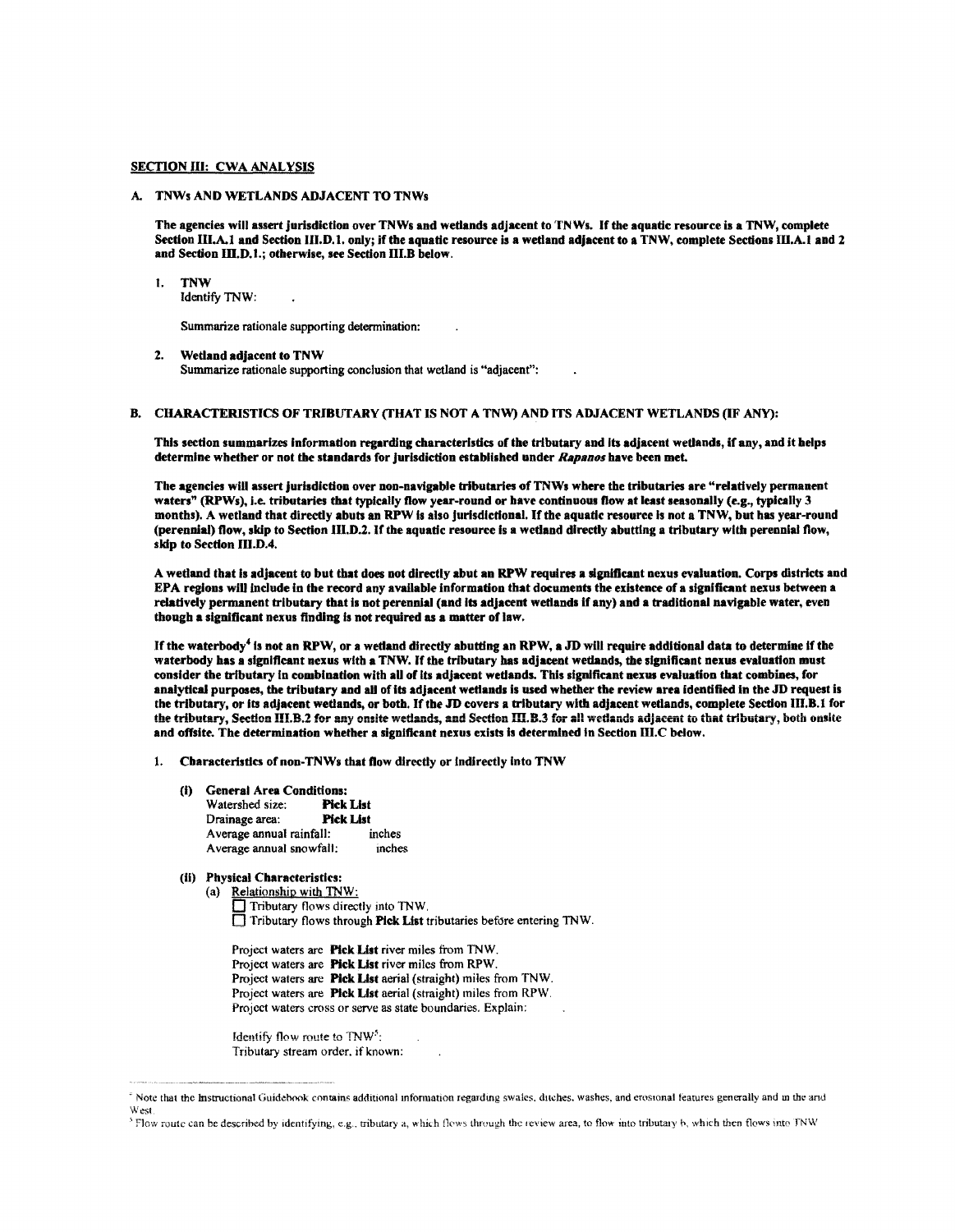## SECTION III: CWA ANALYSIS

### A. TNWs AND WETLANDS ADJACENT TO TNWs

**The agencies will assert jurisdiction over TNWs and wetlands adjacent to TNWs. If the aquatic resource is a TNW, complete Section III.A.1 and Section III.D.1. only; if the aquatic resource is a wetland adjacent to a TNW, complete Sections III.A.1 and 2 and Section III.D.1.; otherwise, see Section III.B below.**

1. **TNW**
   Identify TNW: .

   Summarize rationale supporting determination: .

2. **Wetland adjacent to TNW**
   Summarize rationale supporting conclusion that wetland is "adjacent": .

### B. CHARACTERISTICS OF TRIBUTARY (THAT IS NOT A TNW) AND ITS ADJACENT WETLANDS (IF ANY):

**This section summarizes information regarding characteristics of the tributary and its adjacent wetlands, if any, and it helps determine whether or not the standards for jurisdiction established under *Rapanos* have been met.**

**The agencies will assert jurisdiction over non-navigable tributaries of TNWs where the tributaries are "relatively permanent waters" (RPWs), i.e. tributaries that typically flow year-round or have continuous flow at least seasonally (e.g., typically 3 months). A wetland that directly abuts an RPW is also jurisdictional. If the aquatic resource is not a TNW, but has year-round (perennial) flow, skip to Section III.D.2. If the aquatic resource is a wetland directly abutting a tributary with perennial flow, skip to Section III.D.4.**

**A wetland that is adjacent to but that does not directly abut an RPW requires a significant nexus evaluation. Corps districts and EPA regions will include in the record any available information that documents the existence of a significant nexus between a relatively permanent tributary that is not perennial (and its adjacent wetlands if any) and a traditional navigable water, even though a significant nexus finding is not required as a matter of law.**

**If the waterbody[4] is not an RPW, or a wetland directly abutting an RPW, a JD will require additional data to determine if the waterbody has a significant nexus with a TNW. If the tributary has adjacent wetlands, the significant nexus evaluation must consider the tributary in combination with all of its adjacent wetlands. This significant nexus evaluation that combines, for analytical purposes, the tributary and all of its adjacent wetlands is used whether the review area identified in the JD request is the tributary, or its adjacent wetlands, or both. If the JD covers a tributary with adjacent wetlands, complete Section III.B.1 for the tributary, Section III.B.2 for any onsite wetlands, and Section III.B.3 for all wetlands adjacent to that tributary, both onsite and offsite. The determination whether a significant nexus exists is determined in Section III.C below.**

1. **Characteristics of non-TNWs that flow directly or indirectly into TNW**

   **(i) General Area Conditions:**
   Watershed size: **Pick List**
   Drainage area: **Pick List**
   Average annual rainfall: inches
   Average annual snowfall: inches

   **(ii) Physical Characteristics:**
   (a) Relationship with TNW:
   ☐ Tributary flows directly into TNW.
   ☐ Tributary flows through **Pick List** tributaries before entering TNW.

   Project waters are **Pick List** river miles from TNW.
   Project waters are **Pick List** river miles from RPW.
   Project waters are **Pick List** aerial (straight) miles from TNW.
   Project waters are **Pick List** aerial (straight) miles from RPW.
   Project waters cross or serve as state boundaries. Explain: .

   Identify flow route to TNW[5]: .
   Tributary stream order, if known: .

---

[4] Note that the Instructional Guidebook contains additional information regarding swales, ditches, washes, and erosional features generally and in the arid West.

[5] Flow route can be described by identifying, e.g., tributary a, which flows through the review area, to flow into tributary b, which then flows into TNW.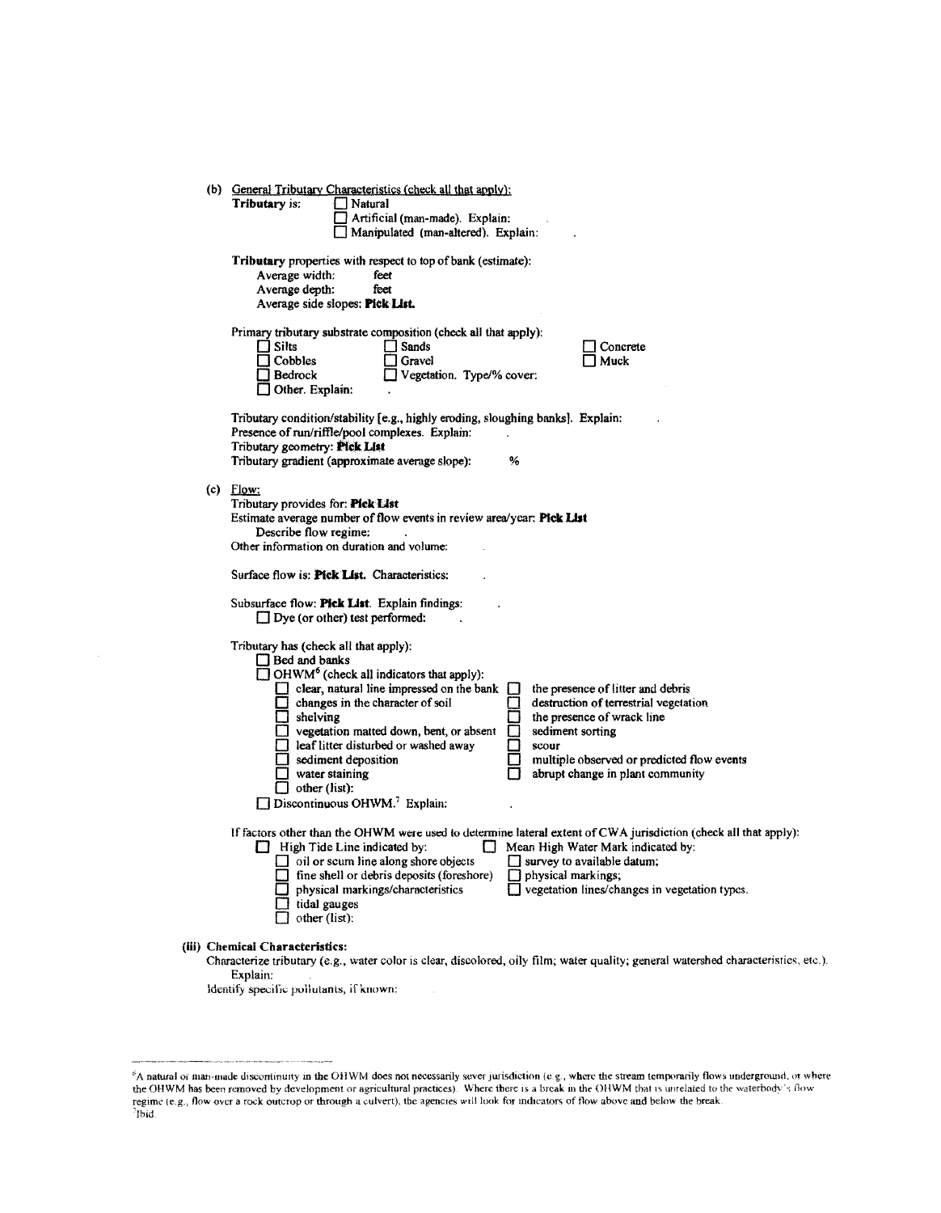(b) General Tributary Characteristics (check all that apply):

**Tributary** is:
- ☐ Natural
- ☐ Artificial (man-made). Explain: .
- ☐ Manipulated (man-altered). Explain: .

**Tributary** properties with respect to top of bank (estimate):

Average width: feet
Average depth: feet
Average side slopes: **Pick List.**

Primary tributary substrate composition (check all that apply):

- ☐ Silts
- ☐ Sands
- ☐ Concrete
- ☐ Cobbles
- ☐ Gravel
- ☐ Muck
- ☐ Bedrock
- ☐ Vegetation. Type/% cover:
- ☐ Other. Explain: .

Tributary condition/stability [e.g., highly eroding, sloughing banks]. Explain: .
Presence of run/riffle/pool complexes. Explain: .
Tributary geometry: **Pick List**
Tributary gradient (approximate average slope): %

(c) Flow:

Tributary provides for: **Pick List**
Estimate average number of flow events in review area/year: **Pick List**
Describe flow regime: .
Other information on duration and volume: .

Surface flow is: **Pick List.** Characteristics: .

Subsurface flow: **Pick List**. Explain findings: .
- ☐ Dye (or other) test performed: .

Tributary has (check all that apply):
- ☐ Bed and banks
- ☐ OHWM[6] (check all indicators that apply):
  - ☐ clear, natural line impressed on the bank
  - ☐ the presence of litter and debris
  - ☐ changes in the character of soil
  - ☐ destruction of terrestrial vegetation
  - ☐ shelving
  - ☐ the presence of wrack line
  - ☐ vegetation matted down, bent, or absent
  - ☐ sediment sorting
  - ☐ leaf litter disturbed or washed away
  - ☐ scour
  - ☐ sediment deposition
  - ☐ multiple observed or predicted flow events
  - ☐ water staining
  - ☐ abrupt change in plant community
  - ☐ other (list):
- ☐ Discontinuous OHWM.[7] Explain: .

If factors other than the OHWM were used to determine lateral extent of CWA jurisdiction (check all that apply):
- ☐ High Tide Line indicated by:
  - ☐ oil or scum line along shore objects
  - ☐ fine shell or debris deposits (foreshore)
  - ☐ physical markings/characteristics
  - ☐ tidal gauges
  - ☐ other (list):
- ☐ Mean High Water Mark indicated by:
  - ☐ survey to available datum;
  - ☐ physical markings;
  - ☐ vegetation lines/changes in vegetation types.

**(iii) Chemical Characteristics:**

Characterize tributary (e.g., water color is clear, discolored, oily film; water quality; general watershed characteristics, etc.). Explain: .

Identify specific pollutants, if known:

---

[6]A natural or man-made discontinuity in the OHWM does not necessarily sever jurisdiction (e.g., where the stream temporarily flows underground, or where the OHWM has been removed by development or agricultural practices). Where there is a break in the OHWM that is unrelated to the waterbody's flow regime (e.g., flow over a rock outcrop or through a culvert), the agencies will look for indicators of flow above and below the break.

[7]Ibid.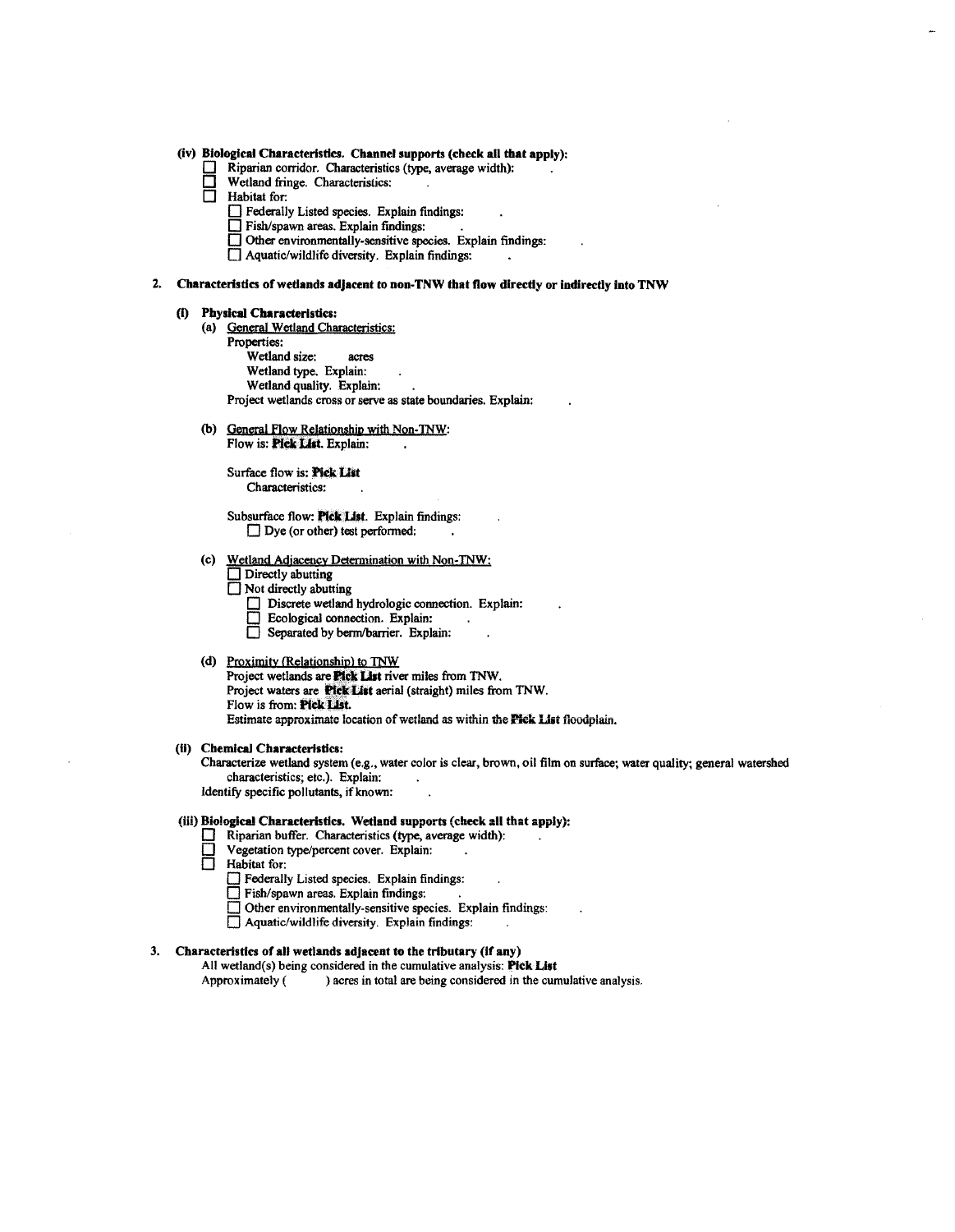**(iv) Biological Characteristics. Channel supports (check all that apply):**

- ☐ Riparian corridor. Characteristics (type, average width): .
- ☐ Wetland fringe. Characteristics: .
- ☐ Habitat for:
  - ☐ Federally Listed species. Explain findings: .
  - ☐ Fish/spawn areas. Explain findings: .
  - ☐ Other environmentally-sensitive species. Explain findings: .
  - ☐ Aquatic/wildlife diversity. Explain findings: .

**2. Characteristics of wetlands adjacent to non-TNW that flow directly or indirectly into TNW**

**(i) Physical Characteristics:**

(a) General Wetland Characteristics:

Properties:

Wetland size: acres

Wetland type. Explain: .

Wetland quality. Explain: .

Project wetlands cross or serve as state boundaries. Explain: .

(b) General Flow Relationship with Non-TNW:

Flow is: **Pick List**. Explain: .

Surface flow is: **Pick List**

Characteristics: .

Subsurface flow: **Pick List**. Explain findings: .

☐ Dye (or other) test performed: .

(c) Wetland Adjacency Determination with Non-TNW:

- ☐ Directly abutting
- ☐ Not directly abutting
  - ☐ Discrete wetland hydrologic connection. Explain: .
  - ☐ Ecological connection. Explain: .
  - ☐ Separated by berm/barrier. Explain: .

(d) Proximity (Relationship) to TNW

Project wetlands are **Pick List** river miles from TNW.

Project waters are **Pick List** aerial (straight) miles from TNW.

Flow is from: **Pick List**.

Estimate approximate location of wetland as within the **Pick List** floodplain.

**(ii) Chemical Characteristics:**

Characterize wetland system (e.g., water color is clear, brown, oil film on surface; water quality; general watershed characteristics; etc.). Explain: .

Identify specific pollutants, if known: .

**(iii) Biological Characteristics. Wetland supports (check all that apply):**

- ☐ Riparian buffer. Characteristics (type, average width): .
- ☐ Vegetation type/percent cover. Explain: .
- ☐ Habitat for:
  - ☐ Federally Listed species. Explain findings: .
  - ☐ Fish/spawn areas. Explain findings: .
  - ☐ Other environmentally-sensitive species. Explain findings: .
  - ☐ Aquatic/wildlife diversity. Explain findings: .

**3. Characteristics of all wetlands adjacent to the tributary (if any)**

All wetland(s) being considered in the cumulative analysis: **Pick List**

Approximately ( ) acres in total are being considered in the cumulative analysis.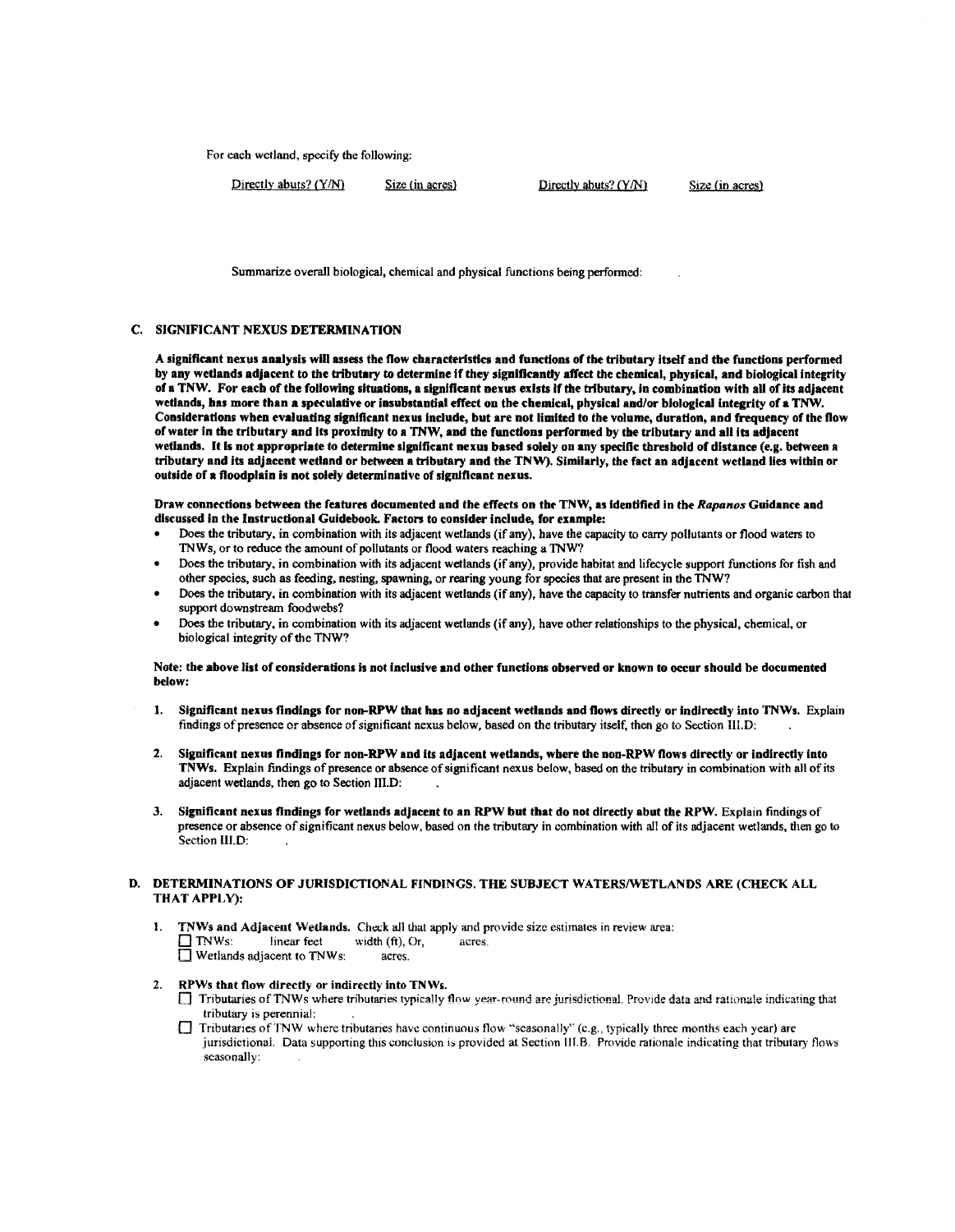For each wetland, specify the following:

| Directly abuts? (Y/N) | Size (in acres) | Directly abuts? (Y/N) | Size (in acres) |
|---|---|---|---|

Summarize overall biological, chemical and physical functions being performed: .

### C. SIGNIFICANT NEXUS DETERMINATION

**A significant nexus analysis will assess the flow characteristics and functions of the tributary itself and the functions performed by any wetlands adjacent to the tributary to determine if they significantly affect the chemical, physical, and biological integrity of a TNW. For each of the following situations, a significant nexus exists if the tributary, in combination with all of its adjacent wetlands, has more than a speculative or insubstantial effect on the chemical, physical and/or biological integrity of a TNW. Considerations when evaluating significant nexus include, but are not limited to the volume, duration, and frequency of the flow of water in the tributary and its proximity to a TNW, and the functions performed by the tributary and all its adjacent wetlands. It is not appropriate to determine significant nexus based solely on any specific threshold of distance (e.g. between a tributary and its adjacent wetland or between a tributary and the TNW). Similarly, the fact an adjacent wetland lies within or outside of a floodplain is not solely determinative of significant nexus.**

**Draw connections between the features documented and the effects on the TNW, as identified in the *Rapanos* Guidance and discussed in the Instructional Guidebook. Factors to consider include, for example:**

- Does the tributary, in combination with its adjacent wetlands (if any), have the capacity to carry pollutants or flood waters to TNWs, or to reduce the amount of pollutants or flood waters reaching a TNW?
- Does the tributary, in combination with its adjacent wetlands (if any), provide habitat and lifecycle support functions for fish and other species, such as feeding, nesting, spawning, or rearing young for species that are present in the TNW?
- Does the tributary, in combination with its adjacent wetlands (if any), have the capacity to transfer nutrients and organic carbon that support downstream foodwebs?
- Does the tributary, in combination with its adjacent wetlands (if any), have other relationships to the physical, chemical, or biological integrity of the TNW?

**Note: the above list of considerations is not inclusive and other functions observed or known to occur should be documented below:**

1. **Significant nexus findings for non-RPW that has no adjacent wetlands and flows directly or indirectly into TNWs.** Explain findings of presence or absence of significant nexus below, based on the tributary itself, then go to Section III.D: .

2. **Significant nexus findings for non-RPW and its adjacent wetlands, where the non-RPW flows directly or indirectly into TNWs.** Explain findings of presence or absence of significant nexus below, based on the tributary in combination with all of its adjacent wetlands, then go to Section III.D: .

3. **Significant nexus findings for wetlands adjacent to an RPW but that do not directly abut the RPW.** Explain findings of presence or absence of significant nexus below, based on the tributary in combination with all of its adjacent wetlands, then go to Section III.D: .

### D. DETERMINATIONS OF JURISDICTIONAL FINDINGS. THE SUBJECT WATERS/WETLANDS ARE (CHECK ALL THAT APPLY):

1. **TNWs and Adjacent Wetlands.** Check all that apply and provide size estimates in review area:
   - ☐ TNWs: linear feet width (ft), Or, acres.
   - ☐ Wetlands adjacent to TNWs: acres.

2. **RPWs that flow directly or indirectly into TNWs.**
   - ☐ Tributaries of TNWs where tributaries typically flow year-round are jurisdictional. Provide data and rationale indicating that tributary is perennial: .
   - ☐ Tributaries of TNW where tributaries have continuous flow "seasonally" (e.g., typically three months each year) are jurisdictional. Data supporting this conclusion is provided at Section III.B. Provide rationale indicating that tributary flows seasonally: .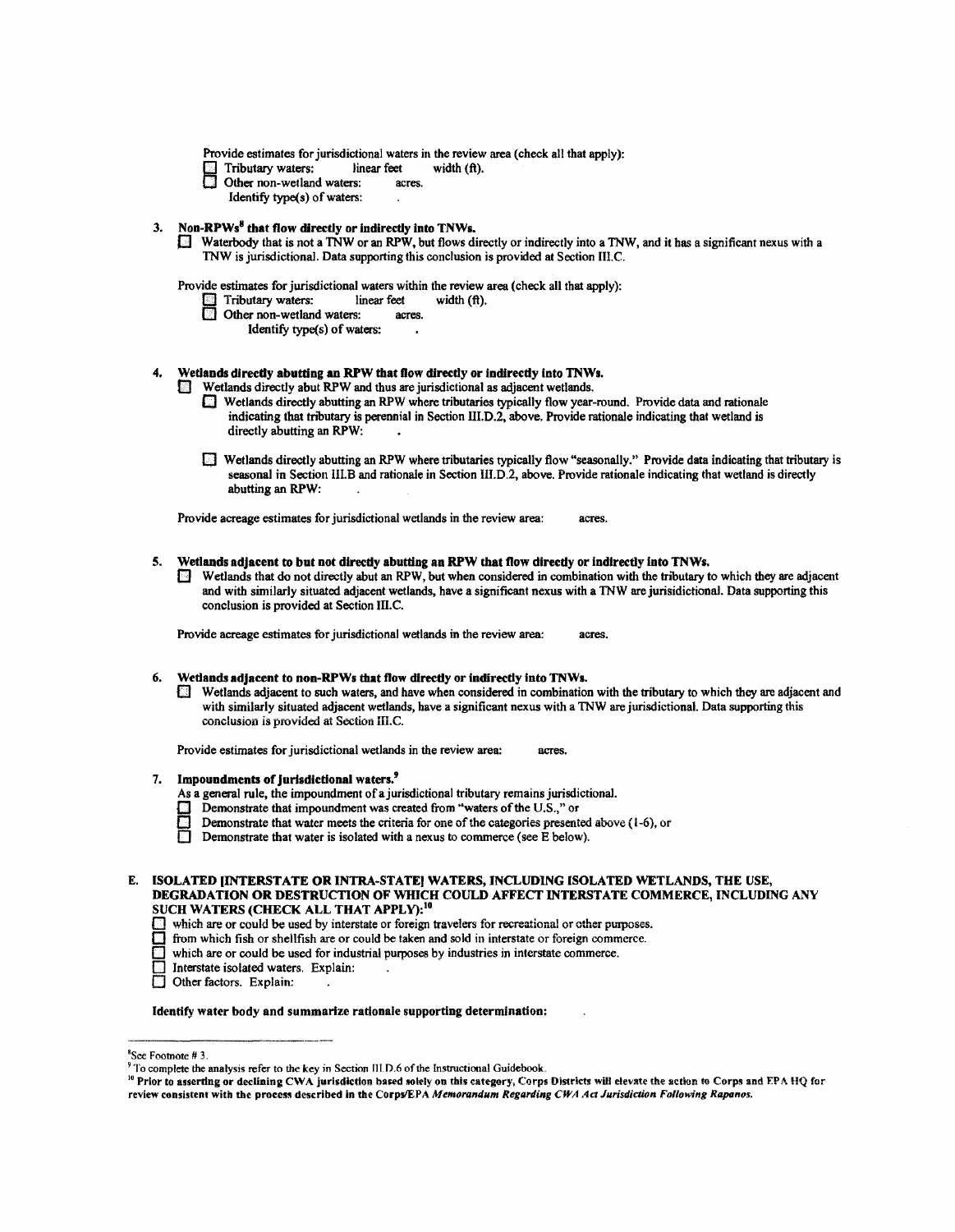Provide estimates for jurisdictional waters in the review area (check all that apply):
- ☐ Tributary waters: linear feet width (ft).
- ☐ Other non-wetland waters: acres.
  - Identify type(s) of waters: .

**3. Non-RPWs[8] that flow directly or indirectly into TNWs.**

☐ Waterbody that is not a TNW or an RPW, but flows directly or indirectly into a TNW, and it has a significant nexus with a TNW is jurisdictional. Data supporting this conclusion is provided at Section III.C.

Provide estimates for jurisdictional waters within the review area (check all that apply):
- ☐ Tributary waters: linear feet width (ft).
- ☐ Other non-wetland waters: acres.
  - Identify type(s) of waters: .

**4. Wetlands directly abutting an RPW that flow directly or indirectly into TNWs.**

☐ Wetlands directly abut RPW and thus are jurisdictional as adjacent wetlands.

☐ Wetlands directly abutting an RPW where tributaries typically flow year-round. Provide data and rationale indicating that tributary is perennial in Section III.D.2, above. Provide rationale indicating that wetland is directly abutting an RPW: .

☐ Wetlands directly abutting an RPW where tributaries typically flow "seasonally." Provide data indicating that tributary is seasonal in Section III.B and rationale in Section III.D.2, above. Provide rationale indicating that wetland is directly abutting an RPW: .

Provide acreage estimates for jurisdictional wetlands in the review area: acres.

**5. Wetlands adjacent to but not directly abutting an RPW that flow directly or indirectly into TNWs.**

☐ Wetlands that do not directly abut an RPW, but when considered in combination with the tributary to which they are adjacent and with similarly situated adjacent wetlands, have a significant nexus with a TNW are jurisidictional. Data supporting this conclusion is provided at Section III.C.

Provide acreage estimates for jurisdictional wetlands in the review area: acres.

**6. Wetlands adjacent to non-RPWs that flow directly or indirectly into TNWs.**

☐ Wetlands adjacent to such waters, and have when considered in combination with the tributary to which they are adjacent and with similarly situated adjacent wetlands, have a significant nexus with a TNW are jurisdictional. Data supporting this conclusion is provided at Section III.C.

Provide estimates for jurisdictional wetlands in the review area: acres.

**7. Impoundments of jurisdictional waters.[9]**

As a general rule, the impoundment of a jurisdictional tributary remains jurisdictional.
- ☐ Demonstrate that impoundment was created from "waters of the U.S.," or
- ☐ Demonstrate that water meets the criteria for one of the categories presented above (1-6), or
- ☐ Demonstrate that water is isolated with a nexus to commerce (see E below).

**E. ISOLATED [INTERSTATE OR INTRA-STATE] WATERS, INCLUDING ISOLATED WETLANDS, THE USE, DEGRADATION OR DESTRUCTION OF WHICH COULD AFFECT INTERSTATE COMMERCE, INCLUDING ANY SUCH WATERS (CHECK ALL THAT APPLY):[10]**

- ☐ which are or could be used by interstate or foreign travelers for recreational or other purposes.
- ☐ from which fish or shellfish are or could be taken and sold in interstate or foreign commerce.
- ☐ which are or could be used for industrial purposes by industries in interstate commerce.
- ☐ Interstate isolated waters. Explain: .
- ☐ Other factors. Explain: .

**Identify water body and summarize rationale supporting determination:** .

---

[8] See Footnote # 3.

[9] To complete the analysis refer to the key in Section III.D.6 of the Instructional Guidebook.

[10] **Prior to asserting or declining CWA jurisdiction based solely on this category, Corps Districts will elevate the action to Corps and EPA HQ for review consistent with the process described in the Corps/EPA *Memorandum Regarding CWA Act Jurisdiction Following Rapanos.***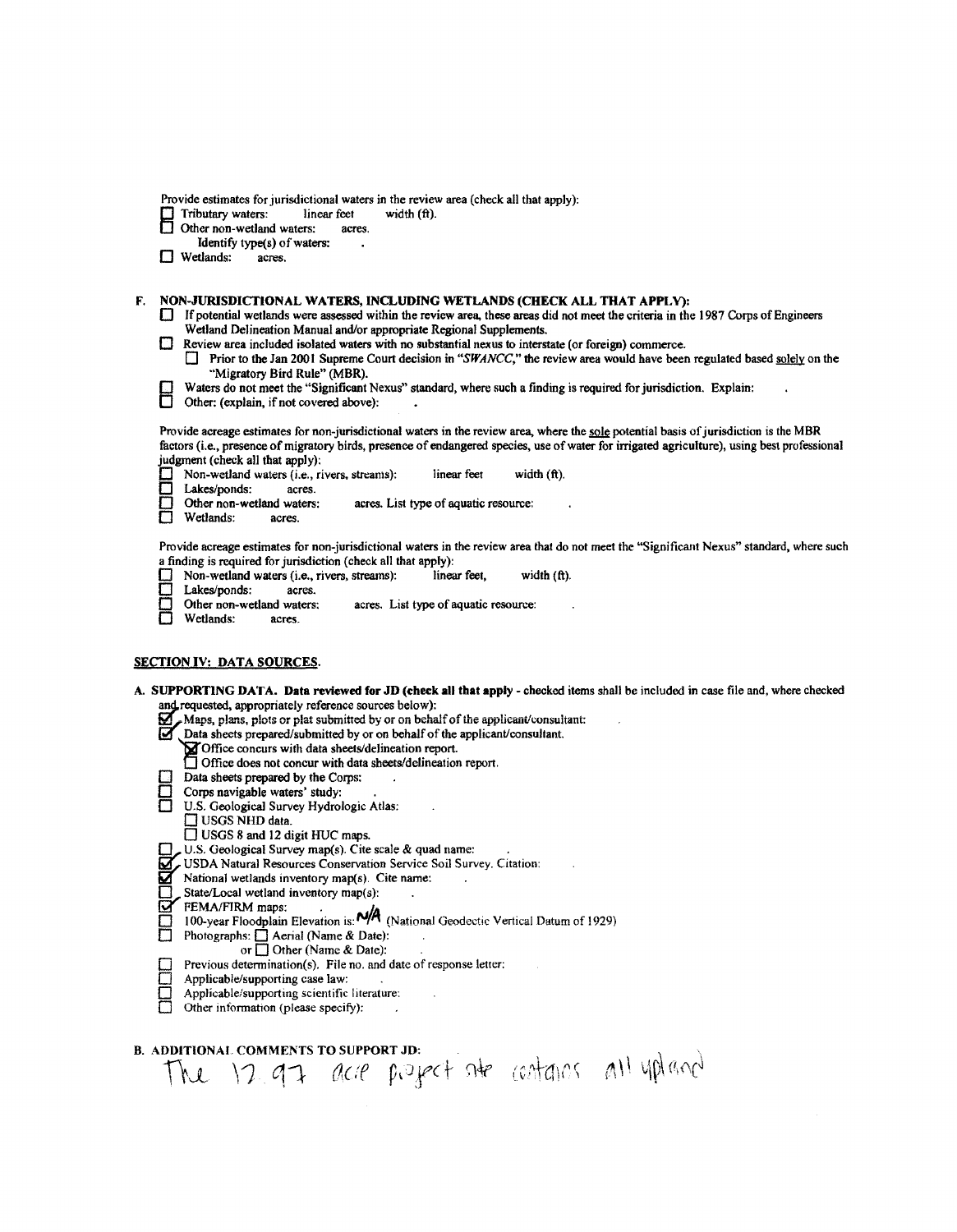Provide estimates for jurisdictional waters in the review area (check all that apply):

- ☐ Tributary waters: linear feet width (ft).
- ☐ Other non-wetland waters: acres.
  - Identify type(s) of waters: .
- ☐ Wetlands: acres.

**F. NON-JURISDICTIONAL WATERS, INCLUDING WETLANDS (CHECK ALL THAT APPLY):**

- ☐ If potential wetlands were assessed within the review area, these areas did not meet the criteria in the 1987 Corps of Engineers Wetland Delineation Manual and/or appropriate Regional Supplements.
- ☐ Review area included isolated waters with no substantial nexus to interstate (or foreign) commerce.
  - ☐ Prior to the Jan 2001 Supreme Court decision in "*SWANCC*," the review area would have been regulated based solely on the "Migratory Bird Rule" (MBR).
- ☐ Waters do not meet the "Significant Nexus" standard, where such a finding is required for jurisdiction. Explain: .
- ☐ Other: (explain, if not covered above): .

Provide acreage estimates for non-jurisdictional waters in the review area, where the sole potential basis of jurisdiction is the MBR factors (i.e., presence of migratory birds, presence of endangered species, use of water for irrigated agriculture), using best professional judgment (check all that apply):

- ☐ Non-wetland waters (i.e., rivers, streams): linear feet width (ft).
- ☐ Lakes/ponds: acres.
- ☐ Other non-wetland waters: acres. List type of aquatic resource: .
- ☐ Wetlands: acres.

Provide acreage estimates for non-jurisdictional waters in the review area that do not meet the "Significant Nexus" standard, where such a finding is required for jurisdiction (check all that apply):

- ☐ Non-wetland waters (i.e., rivers, streams): linear feet, width (ft).
- ☐ Lakes/ponds: acres.
- ☐ Other non-wetland waters: acres. List type of aquatic resource: .
- ☐ Wetlands: acres.

## SECTION IV: DATA SOURCES.

**A. SUPPORTING DATA. Data reviewed for JD (check all that apply** - checked items shall be included in case file and, where checked and requested, appropriately reference sources below):

- ☑ Maps, plans, plots or plat submitted by or on behalf of the applicant/consultant: .
- ☑ Data sheets prepared/submitted by or on behalf of the applicant/consultant.
  - ☒ Office concurs with data sheets/delineation report.
  - ☐ Office does not concur with data sheets/delineation report.
- ☐ Data sheets prepared by the Corps: .
- ☐ Corps navigable waters' study: .
- ☐ U.S. Geological Survey Hydrologic Atlas: .
  - ☐ USGS NHD data.
  - ☐ USGS 8 and 12 digit HUC maps.
- ☐ U.S. Geological Survey map(s). Cite scale & quad name: .
- ☑ USDA Natural Resources Conservation Service Soil Survey. Citation: .
- ☑ National wetlands inventory map(s). Cite name: .
- ☐ State/Local wetland inventory map(s): .
- ☑ FEMA/FIRM maps: .
- ☐ 100-year Floodplain Elevation is: N/A (National Geodectic Vertical Datum of 1929)
- ☐ Photographs: ☐ Aerial (Name & Date): .
  - or ☐ Other (Name & Date): .
- ☐ Previous determination(s). File no. and date of response letter: .
- ☐ Applicable/supporting case law: .
- ☐ Applicable/supporting scientific literature: .
- ☐ Other information (please specify): .

**B. ADDITIONAL COMMENTS TO SUPPORT JD:**

The 12.97 acre project site contains all upland